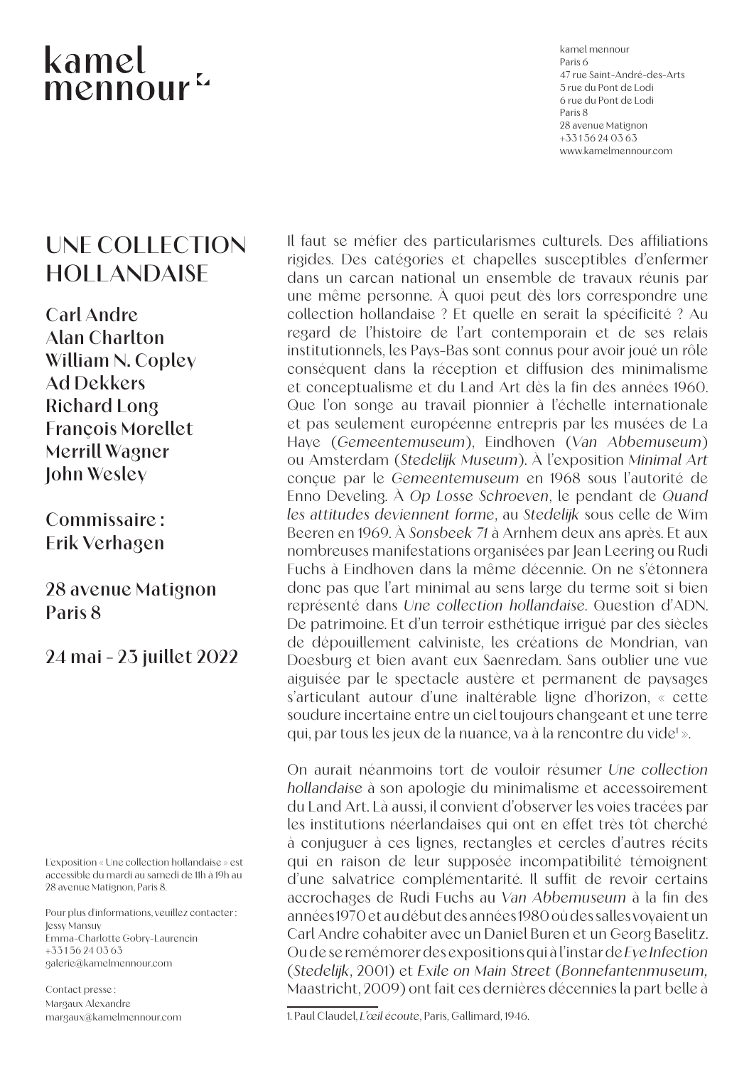kamel mennour

kamel mennour
Paris 6
47 rue Saint-André-des-Arts
5 rue du Pont de Lodi
6 rue du Pont de Lodi
Paris 8
28 avenue Matignon
+33 1 56 24 03 63
www.kamelmennour.com

# UNE COLLECTION HOLLANDAISE

**Carl Andre**
**Alan Charlton**
**William N. Copley**
**Ad Dekkers**
**Richard Long**
**François Morellet**
**Merrill Wagner**
**John Wesley**

**Commissaire :**
**Erik Verhagen**

**28 avenue Matignon**
**Paris 8**

**24 mai - 23 juillet 2022**

Il faut se méfier des particularismes culturels. Des affiliations rigides. Des catégories et chapelles susceptibles d'enfermer dans un carcan national un ensemble de travaux réunis par une même personne. À quoi peut dès lors correspondre une collection hollandaise ? Et quelle en serait la spécificité ? Au regard de l'histoire de l'art contemporain et de ses relais institutionnels, les Pays-Bas sont connus pour avoir joué un rôle conséquent dans la réception et diffusion des minimalisme et conceptualisme et du Land Art dès la fin des années 1960. Que l'on songe au travail pionnier à l'échelle internationale et pas seulement européenne entrepris par les musées de La Haye (*Gemeentemuseum*), Eindhoven (*Van Abbemuseum*) ou Amsterdam (*Stedelijk Museum*). À l'exposition *Minimal Art* conçue par le *Gemeentemuseum* en 1968 sous l'autorité de Enno Develing. À *Op Losse Schroeven*, le pendant de *Quand les attitudes deviennent forme*, au *Stedelijk* sous celle de Wim Beeren en 1969. À *Sonsbeek 71* à Arnhem deux ans après. Et aux nombreuses manifestations organisées par Jean Leering ou Rudi Fuchs à Eindhoven dans la même décennie. On ne s'étonnera donc pas que l'art minimal au sens large du terme soit si bien représenté dans *Une collection hollandaise*. Question d'ADN. De patrimoine. Et d'un terroir esthétique irrigué par des siècles de dépouillement calviniste, les créations de Mondrian, van Doesburg et bien avant eux Saenredam. Sans oublier une vue aiguisée par le spectacle austère et permanent de paysages s'articulant autour d'une inaltérable ligne d'horizon, « cette soudure incertaine entre un ciel toujours changeant et une terre qui, par tous les jeux de la nuance, va à la rencontre du vide[1] ».

On aurait néanmoins tort de vouloir résumer *Une collection hollandaise* à son apologie du minimalisme et accessoirement du Land Art. Là aussi, il convient d'observer les voies tracées par les institutions néerlandaises qui ont en effet très tôt cherché à conjuguer à ces lignes, rectangles et cercles d'autres récits qui en raison de leur supposée incompatibilité témoignent d'une salvatrice complémentarité. Il suffit de revoir certains accrochages de Rudi Fuchs au *Van Abbemuseum* à la fin des années 1970 et au début des années 1980 où des salles voyaient un Carl Andre cohabiter avec un Daniel Buren et un Georg Baselitz. Ou de se remémorer des expositions qui à l'instar de *Eye Infection* (*Stedelijk*, 2001) et *Exile on Main Street* (*Bonnefantenmuseum*, Maastricht, 2009) ont fait ces dernières décennies la part belle à

1. Paul Claudel, *L'œil écoute*, Paris, Gallimard, 1946.

L'exposition « Une collection hollandaise » est accessible du mardi au samedi de 11h à 19h au 28 avenue Matignon, Paris 8.

Pour plus d'informations, veuillez contacter :
Jessy Mansuy
Emma-Charlotte Gobry-Laurencin
+33 1 56 24 03 63
galerie@kamelmennour.com

Contact presse :
Margaux Alexandre
margaux@kamelmennour.com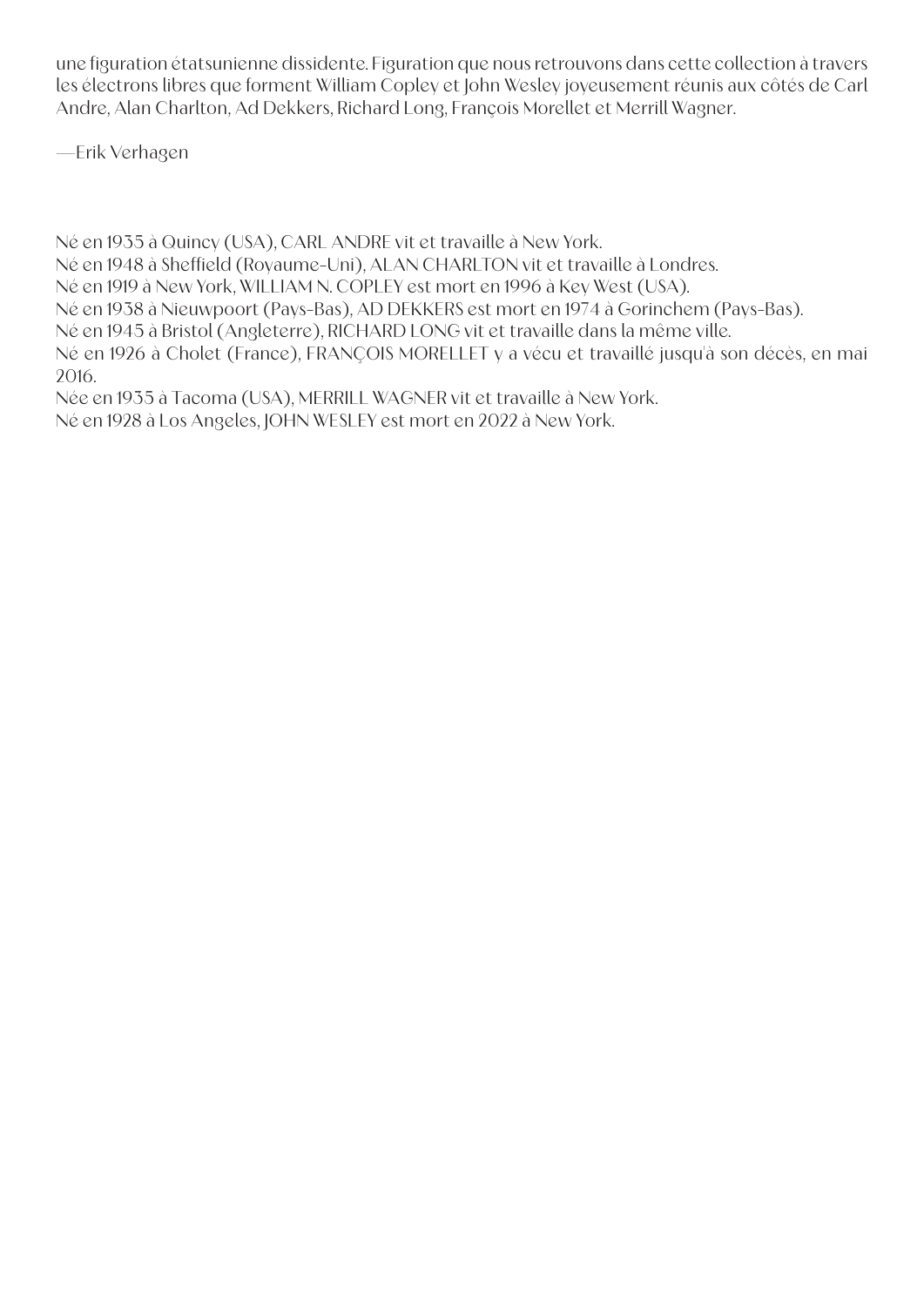une figuration étatsunienne dissidente. Figuration que nous retrouvons dans cette collection à travers les électrons libres que forment William Copley et John Wesley joyeusement réunis aux côtés de Carl Andre, Alan Charlton, Ad Dekkers, Richard Long, François Morellet et Merrill Wagner.

—Erik Verhagen

Né en 1935 à Quincy (USA), CARL ANDRE vit et travaille à New York.
Né en 1948 à Sheffield (Royaume-Uni), ALAN CHARLTON vit et travaille à Londres.
Né en 1919 à New York, WILLIAM N. COPLEY est mort en 1996 à Key West (USA).
Né en 1938 à Nieuwpoort (Pays-Bas), AD DEKKERS est mort en 1974 à Gorinchem (Pays-Bas).
Né en 1945 à Bristol (Angleterre), RICHARD LONG vit et travaille dans la même ville.
Né en 1926 à Cholet (France), FRANÇOIS MORELLET y a vécu et travaillé jusqu'à son décès, en mai 2016.
Née en 1935 à Tacoma (USA), MERRILL WAGNER vit et travaille à New York.
Né en 1928 à Los Angeles, JOHN WESLEY est mort en 2022 à New York.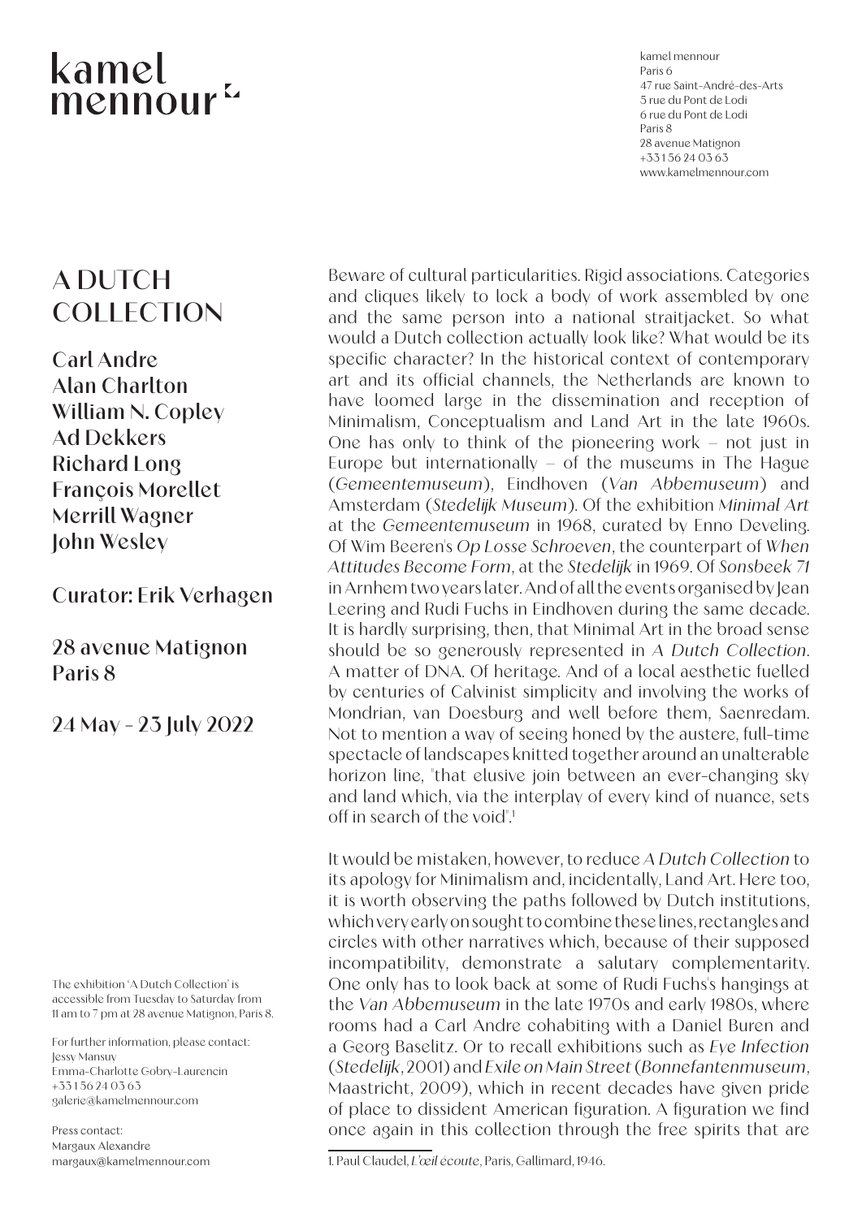kamel mennour

kamel mennour
Paris 6
47 rue Saint-André-des-Arts
5 rue du Pont de Lodi
6 rue du Pont de Lodi
Paris 8
28 avenue Matignon
+33 1 56 24 03 63
www.kamelmennour.com

# A DUTCH COLLECTION

**Carl Andre**
**Alan Charlton**
**William N. Copley**
**Ad Dekkers**
**Richard Long**
**François Morellet**
**Merrill Wagner**
**John Wesley**

**Curator: Erik Verhagen**

**28 avenue Matignon**
**Paris 8**

**24 May - 23 July 2022**

Beware of cultural particularities. Rigid associations. Categories and cliques likely to lock a body of work assembled by one and the same person into a national straitjacket. So what would a Dutch collection actually look like? What would be its specific character? In the historical context of contemporary art and its official channels, the Netherlands are known to have loomed large in the dissemination and reception of Minimalism, Conceptualism and Land Art in the late 1960s. One has only to think of the pioneering work – not just in Europe but internationally – of the museums in The Hague (*Gemeentemuseum*), Eindhoven (*Van Abbemuseum*) and Amsterdam (*Stedelijk Museum*). Of the exhibition *Minimal Art* at the *Gemeentemuseum* in 1968, curated by Enno Develing. Of Wim Beeren's *Op Losse Schroeven*, the counterpart of *When Attitudes Become Form*, at the *Stedelijk* in 1969. Of *Sonsbeek 71* in Arnhem two years later. And of all the events organised by Jean Leering and Rudi Fuchs in Eindhoven during the same decade. It is hardly surprising, then, that Minimal Art in the broad sense should be so generously represented in *A Dutch Collection*. A matter of DNA. Of heritage. And of a local aesthetic fuelled by centuries of Calvinist simplicity and involving the works of Mondrian, van Doesburg and well before them, Saenredam. Not to mention a way of seeing honed by the austere, full-time spectacle of landscapes knitted together around an unalterable horizon line, "that elusive join between an ever-changing sky and land which, via the interplay of every kind of nuance, sets off in search of the void".[1]

It would be mistaken, however, to reduce *A Dutch Collection* to its apology for Minimalism and, incidentally, Land Art. Here too, it is worth observing the paths followed by Dutch institutions, which very early on sought to combine these lines, rectangles and circles with other narratives which, because of their supposed incompatibility, demonstrate a salutary complementarity. One only has to look back at some of Rudi Fuchs's hangings at the *Van Abbemuseum* in the late 1970s and early 1980s, where rooms had a Carl Andre cohabiting with a Daniel Buren and a Georg Baselitz. Or to recall exhibitions such as *Eye Infection* (*Stedelijk*, 2001) and *Exile on Main Street* (*Bonnefantenmuseum*, Maastricht, 2009), which in recent decades have given pride of place to dissident American figuration. A figuration we find once again in this collection through the free spirits that are

1. Paul Claudel, *L'œil écoute*, Paris, Gallimard, 1946.

The exhibition 'A Dutch Collection' is accessible from Tuesday to Saturday from 11 am to 7 pm at 28 avenue Matignon, Paris 8.

For further information, please contact:
Jessy Mansuy
Emma-Charlotte Gobry-Laurencin
+33 1 56 24 03 63
galerie@kamelmennour.com

Press contact:
Margaux Alexandre
margaux@kamelmennour.com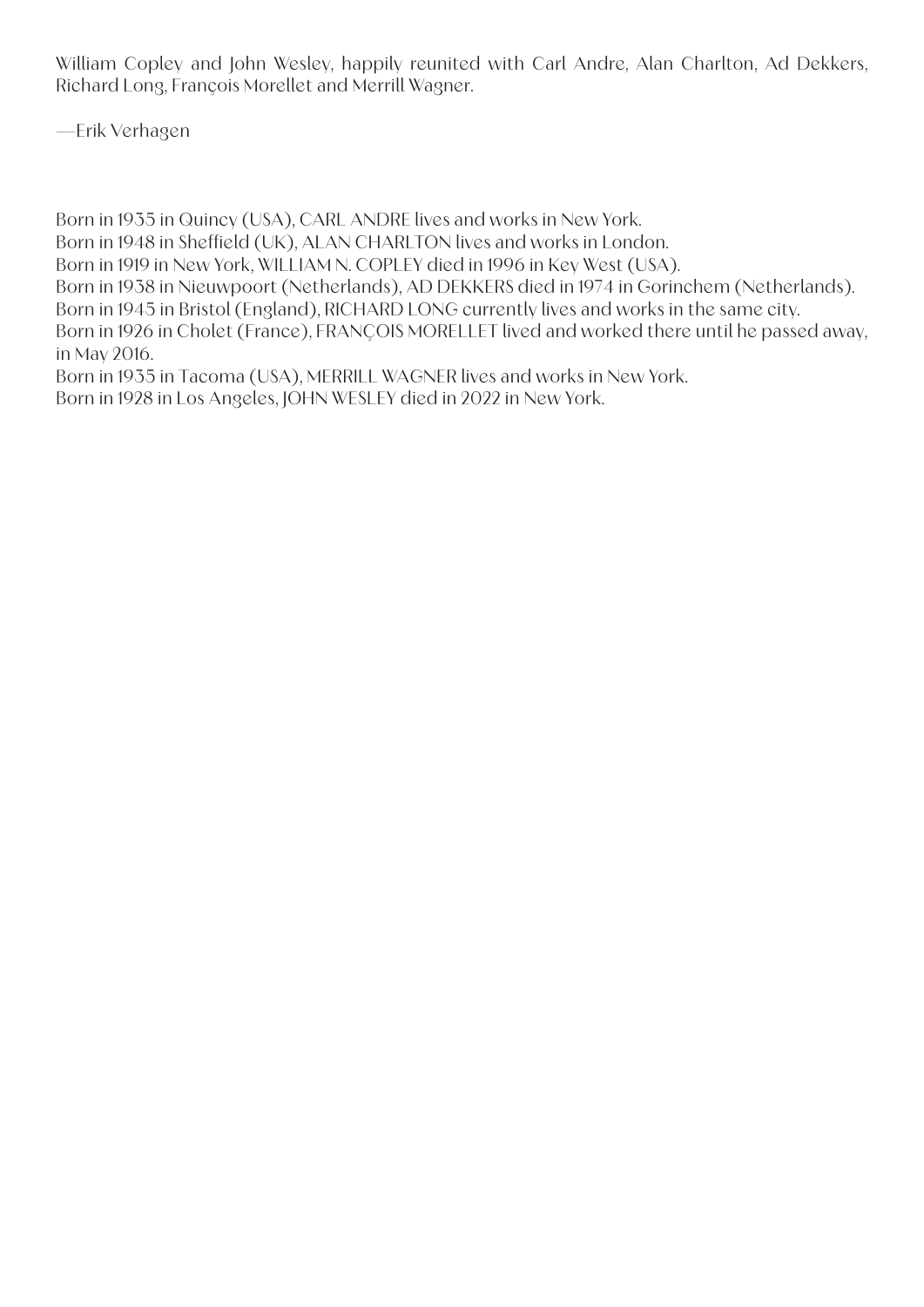William Copley and John Wesley, happily reunited with Carl Andre, Alan Charlton, Ad Dekkers, Richard Long, François Morellet and Merrill Wagner.

—Erik Verhagen

Born in 1935 in Quincy (USA), CARL ANDRE lives and works in New York.
Born in 1948 in Sheffield (UK), ALAN CHARLTON lives and works in London.
Born in 1919 in New York, WILLIAM N. COPLEY died in 1996 in Key West (USA).
Born in 1938 in Nieuwpoort (Netherlands), AD DEKKERS died in 1974 in Gorinchem (Netherlands).
Born in 1945 in Bristol (England), RICHARD LONG currently lives and works in the same city.
Born in 1926 in Cholet (France), FRANÇOIS MORELLET lived and worked there until he passed away, in May 2016.
Born in 1935 in Tacoma (USA), MERRILL WAGNER lives and works in New York.
Born in 1928 in Los Angeles, JOHN WESLEY died in 2022 in New York.